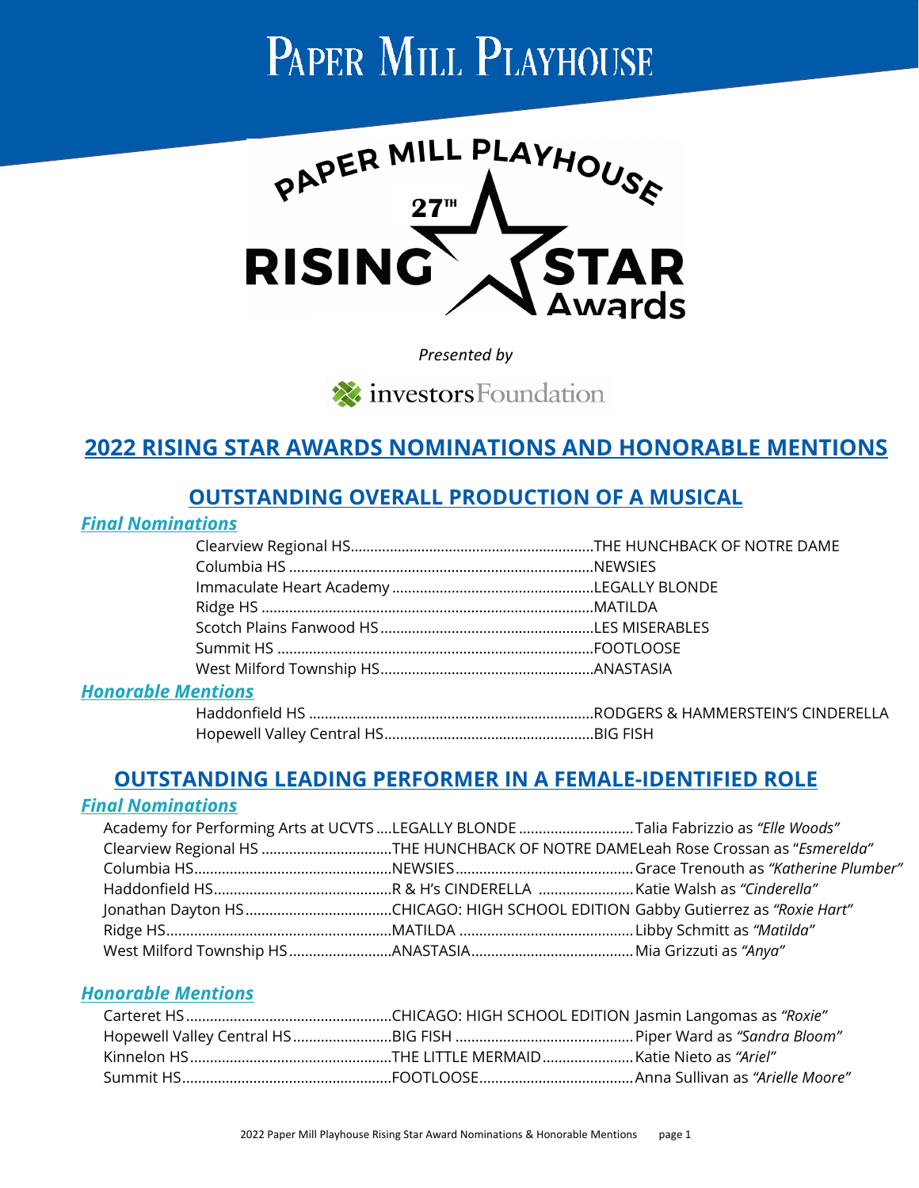# PAPER MILL PLAYHOUSE

PAPER MILL PLAYHOUSE
27TH
RISING STAR Awards

*Presented by*

investorsFoundation

## 2022 RISING STAR AWARDS NOMINATIONS AND HONORABLE MENTIONS

### OUTSTANDING OVERALL PRODUCTION OF A MUSICAL

***Final Nominations***

| School | Production |
|---|---|
| Clearview Regional HS | THE HUNCHBACK OF NOTRE DAME |
| Columbia HS | NEWSIES |
| Immaculate Heart Academy | LEGALLY BLONDE |
| Ridge HS | MATILDA |
| Scotch Plains Fanwood HS | LES MISERABLES |
| Summit HS | FOOTLOOSE |
| West Milford Township HS | ANASTASIA |

***Honorable Mentions***

| School | Production |
|---|---|
| Haddonfield HS | RODGERS & HAMMERSTEIN'S CINDERELLA |
| Hopewell Valley Central HS | BIG FISH |

### OUTSTANDING LEADING PERFORMER IN A FEMALE-IDENTIFIED ROLE

***Final Nominations***

| School | Production | Performer |
|---|---|---|
| Academy for Performing Arts at UCVTS | LEGALLY BLONDE | Talia Fabrizzio as *"Elle Woods"* |
| Clearview Regional HS | THE HUNCHBACK OF NOTRE DAME | Leah Rose Crossan as "*Esmerelda*" |
| Columbia HS | NEWSIES | Grace Trenouth as *"Katherine Plumber"* |
| Haddonfield HS | R & H's CINDERELLA | Katie Walsh as *"Cinderella"* |
| Jonathan Dayton HS | CHICAGO: HIGH SCHOOL EDITION | Gabby Gutierrez as *"Roxie Hart"* |
| Ridge HS | MATILDA | Libby Schmitt as *"Matilda"* |
| West Milford Township HS | ANASTASIA | Mia Grizzuti as *"Anya"* |

***Honorable Mentions***

| School | Production | Performer |
|---|---|---|
| Carteret HS | CHICAGO: HIGH SCHOOL EDITION | Jasmin Langomas as *"Roxie"* |
| Hopewell Valley Central HS | BIG FISH | Piper Ward as *"Sandra Bloom"* |
| Kinnelon HS | THE LITTLE MERMAID | Katie Nieto as *"Ariel"* |
| Summit HS | FOOTLOOSE | Anna Sullivan as *"Arielle Moore"* |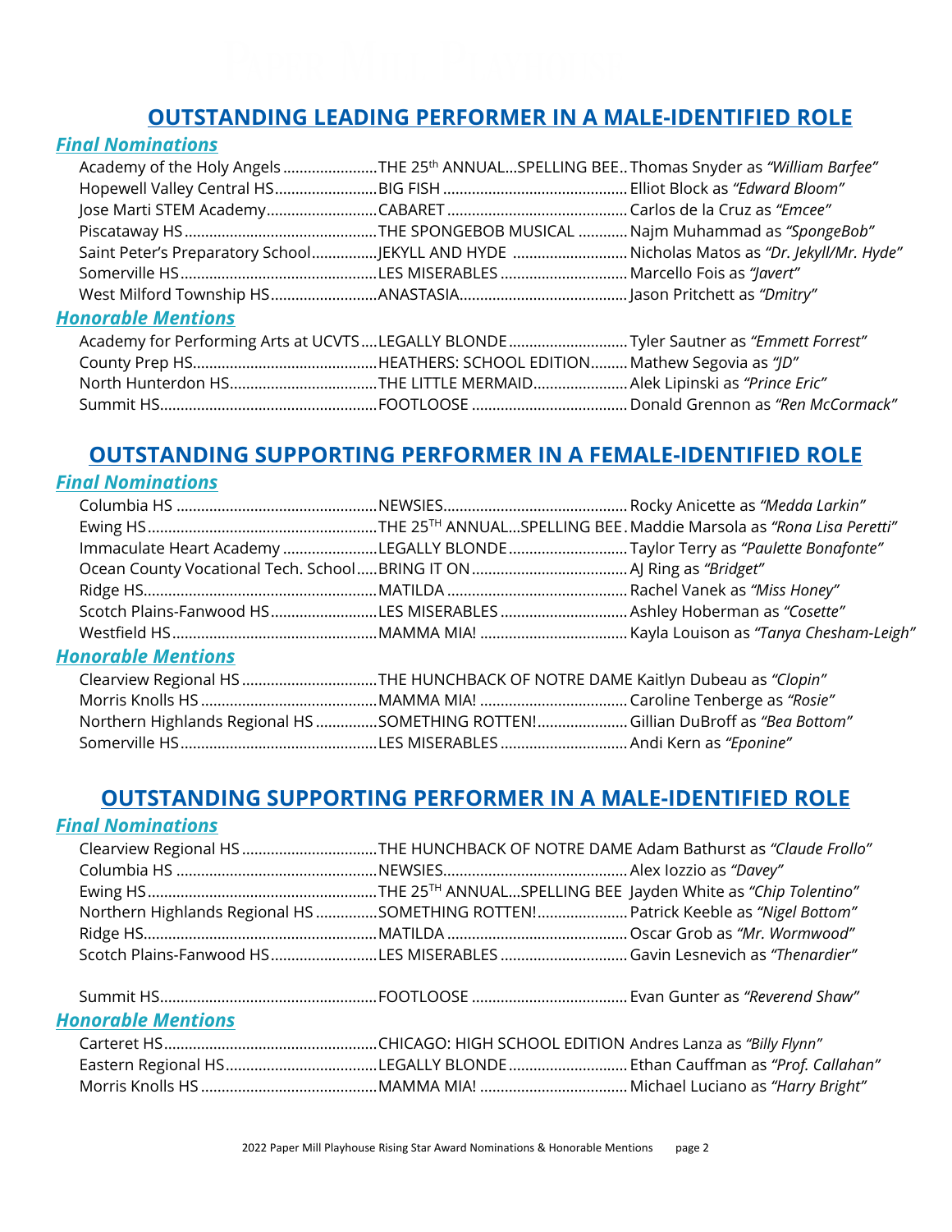## OUTSTANDING LEADING PERFORMER IN A MALE-IDENTIFIED ROLE

### *Final Nominations*

| School | Show | Performer |
|---|---|---|
| Academy of the Holy Angels | THE 25th ANNUAL…SPELLING BEE | Thomas Snyder as *"William Barfee"* |
| Hopewell Valley Central HS | BIG FISH | Elliot Block as *"Edward Bloom"* |
| Jose Marti STEM Academy | CABARET | Carlos de la Cruz as *"Emcee"* |
| Piscataway HS | THE SPONGEBOB MUSICAL | Najm Muhammad as *"SpongeBob"* |
| Saint Peter's Preparatory School | JEKYLL AND HYDE | Nicholas Matos as *"Dr. Jekyll/Mr. Hyde"* |
| Somerville HS | LES MISERABLES | Marcello Fois as *"Javert"* |
| West Milford Township HS | ANASTASIA | Jason Pritchett as *"Dmitry"* |

### *Honorable Mentions*

| School | Show | Performer |
|---|---|---|
| Academy for Performing Arts at UCVTS | LEGALLY BLONDE | Tyler Sautner as *"Emmett Forrest"* |
| County Prep HS | HEATHERS: SCHOOL EDITION | Mathew Segovia as *"JD"* |
| North Hunterdon HS | THE LITTLE MERMAID | Alek Lipinski as *"Prince Eric"* |
| Summit HS | FOOTLOOSE | Donald Grennon as *"Ren McCormack"* |

## OUTSTANDING SUPPORTING PERFORMER IN A FEMALE-IDENTIFIED ROLE

### *Final Nominations*

| School | Show | Performer |
|---|---|---|
| Columbia HS | NEWSIES | Rocky Anicette as *"Medda Larkin"* |
| Ewing HS | THE 25TH ANNUAL…SPELLING BEE | Maddie Marsola as *"Rona Lisa Peretti"* |
| Immaculate Heart Academy | LEGALLY BLONDE | Taylor Terry as *"Paulette Bonafonte"* |
| Ocean County Vocational Tech. School | BRING IT ON | AJ Ring as *"Bridget"* |
| Ridge HS | MATILDA | Rachel Vanek as *"Miss Honey"* |
| Scotch Plains-Fanwood HS | LES MISERABLES | Ashley Hoberman as *"Cosette"* |
| Westfield HS | MAMMA MIA! | Kayla Louison as *"Tanya Chesham-Leigh"* |

### *Honorable Mentions*

| School | Show | Performer |
|---|---|---|
| Clearview Regional HS | THE HUNCHBACK OF NOTRE DAME | Kaitlyn Dubeau as *"Clopin"* |
| Morris Knolls HS | MAMMA MIA! | Caroline Tenberge as *"Rosie"* |
| Northern Highlands Regional HS | SOMETHING ROTTEN! | Gillian DuBroff as *"Bea Bottom"* |
| Somerville HS | LES MISERABLES | Andi Kern as *"Eponine"* |

## OUTSTANDING SUPPORTING PERFORMER IN A MALE-IDENTIFIED ROLE

### *Final Nominations*

| School | Show | Performer |
|---|---|---|
| Clearview Regional HS | THE HUNCHBACK OF NOTRE DAME | Adam Bathurst as *"Claude Frollo"* |
| Columbia HS | NEWSIES | Alex Iozzio as *"Davey"* |
| Ewing HS | THE 25TH ANNUAL…SPELLING BEE | Jayden White as *"Chip Tolentino"* |
| Northern Highlands Regional HS | SOMETHING ROTTEN! | Patrick Keeble as *"Nigel Bottom"* |
| Ridge HS | MATILDA | Oscar Grob as *"Mr. Wormwood"* |
| Scotch Plains-Fanwood HS | LES MISERABLES | Gavin Lesnevich as *"Thenardier"* |
| Summit HS | FOOTLOOSE | Evan Gunter as *"Reverend Shaw"* |

### *Honorable Mentions*

| School | Show | Performer |
|---|---|---|
| Carteret HS | CHICAGO: HIGH SCHOOL EDITION | Andres Lanza as *"Billy Flynn"* |
| Eastern Regional HS | LEGALLY BLONDE | Ethan Cauffman as *"Prof. Callahan"* |
| Morris Knolls HS | MAMMA MIA! | Michael Luciano as *"Harry Bright"* |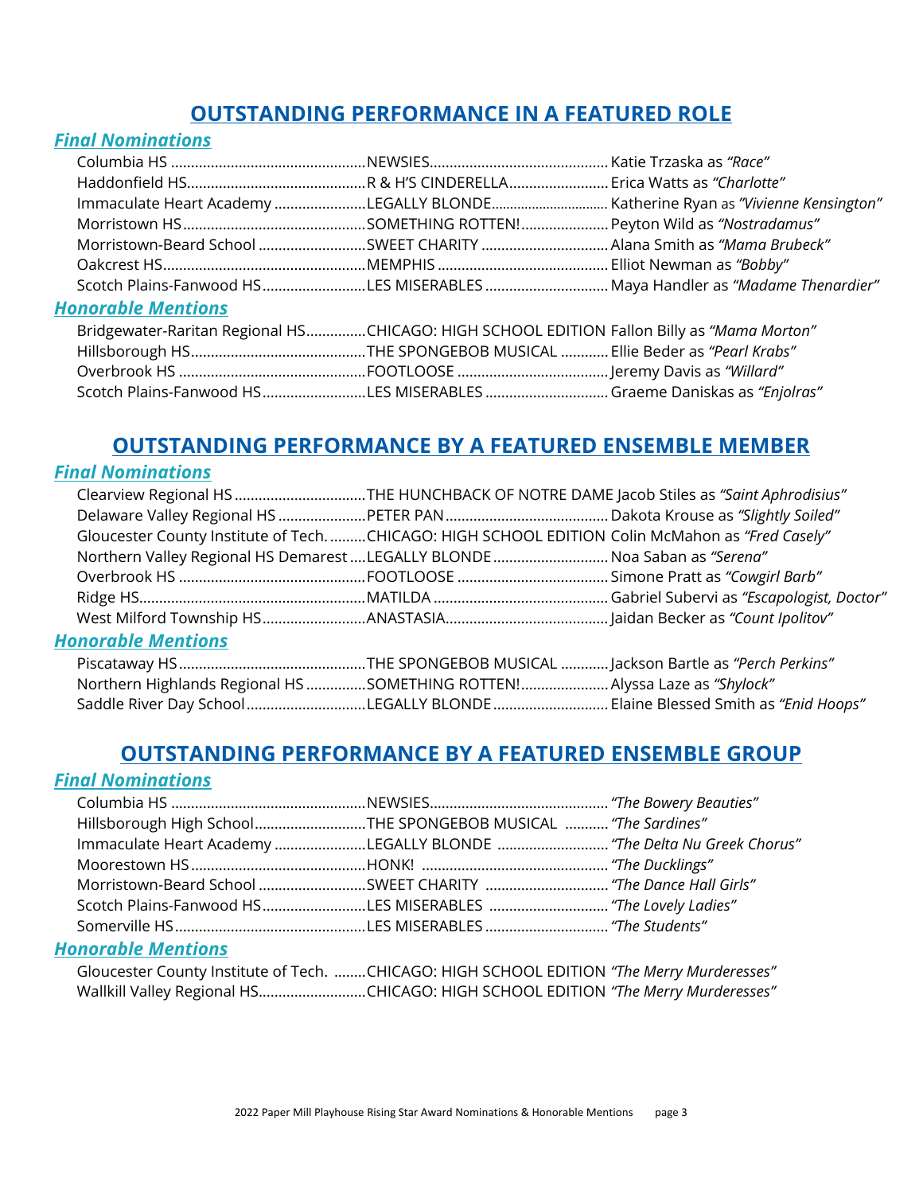## OUTSTANDING PERFORMANCE IN A FEATURED ROLE

### *Final Nominations*

| School | Production | Performer |
|---|---|---|
| Columbia HS | NEWSIES | Katie Trzaska as *"Race"* |
| Haddonfield HS | R & H'S CINDERELLA | Erica Watts as *"Charlotte"* |
| Immaculate Heart Academy | LEGALLY BLONDE | Katherine Ryan as *"Vivienne Kensington"* |
| Morristown HS | SOMETHING ROTTEN! | Peyton Wild as *"Nostradamus"* |
| Morristown-Beard School | SWEET CHARITY | Alana Smith as *"Mama Brubeck"* |
| Oakcrest HS | MEMPHIS | Elliot Newman as *"Bobby"* |
| Scotch Plains-Fanwood HS | LES MISERABLES | Maya Handler as *"Madame Thenardier"* |

### *Honorable Mentions*

| School | Production | Performer |
|---|---|---|
| Bridgewater-Raritan Regional HS | CHICAGO: HIGH SCHOOL EDITION | Fallon Billy as *"Mama Morton"* |
| Hillsborough HS | THE SPONGEBOB MUSICAL | Ellie Beder as *"Pearl Krabs"* |
| Overbrook HS | FOOTLOOSE | Jeremy Davis as *"Willard"* |
| Scotch Plains-Fanwood HS | LES MISERABLES | Graeme Daniskas as *"Enjolras"* |

## OUTSTANDING PERFORMANCE BY A FEATURED ENSEMBLE MEMBER

### *Final Nominations*

| School | Production | Performer |
|---|---|---|
| Clearview Regional HS | THE HUNCHBACK OF NOTRE DAME | Jacob Stiles as *"Saint Aphrodisius"* |
| Delaware Valley Regional HS | PETER PAN | Dakota Krouse as *"Slightly Soiled"* |
| Gloucester County Institute of Tech. | CHICAGO: HIGH SCHOOL EDITION | Colin McMahon as *"Fred Casely"* |
| Northern Valley Regional HS Demarest | LEGALLY BLONDE | Noa Saban as *"Serena"* |
| Overbrook HS | FOOTLOOSE | Simone Pratt as *"Cowgirl Barb"* |
| Ridge HS | MATILDA | Gabriel Subervi as *"Escapologist, Doctor"* |
| West Milford Township HS | ANASTASIA | Jaidan Becker as *"Count Ipolitov"* |

### *Honorable Mentions*

| School | Production | Performer |
|---|---|---|
| Piscataway HS | THE SPONGEBOB MUSICAL | Jackson Bartle as *"Perch Perkins"* |
| Northern Highlands Regional HS | SOMETHING ROTTEN! | Alyssa Laze as *"Shylock"* |
| Saddle River Day School | LEGALLY BLONDE | Elaine Blessed Smith as *"Enid Hoops"* |

## OUTSTANDING PERFORMANCE BY A FEATURED ENSEMBLE GROUP

### *Final Nominations*

| School | Production | Group |
|---|---|---|
| Columbia HS | NEWSIES | *"The Bowery Beauties"* |
| Hillsborough High School | THE SPONGEBOB MUSICAL | *"The Sardines"* |
| Immaculate Heart Academy | LEGALLY BLONDE | *"The Delta Nu Greek Chorus"* |
| Moorestown HS | HONK! | *"The Ducklings"* |
| Morristown-Beard School | SWEET CHARITY | *"The Dance Hall Girls"* |
| Scotch Plains-Fanwood HS | LES MISERABLES | *"The Lovely Ladies"* |
| Somerville HS | LES MISERABLES | *"The Students"* |

### *Honorable Mentions*

| School | Production | Group |
|---|---|---|
| Gloucester County Institute of Tech. | CHICAGO: HIGH SCHOOL EDITION | *"The Merry Murderesses"* |
| Wallkill Valley Regional HS | CHICAGO: HIGH SCHOOL EDITION | *"The Merry Murderesses"* |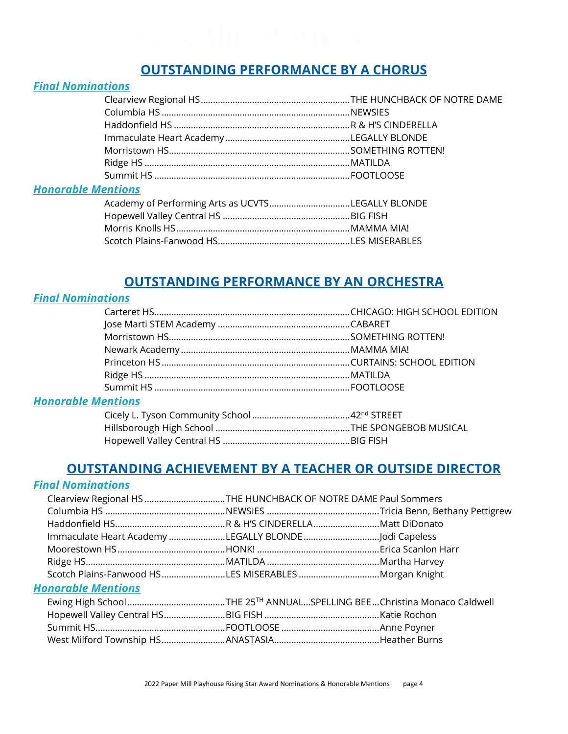## OUTSTANDING PERFORMANCE BY A CHORUS

### *Final Nominations*

Clearview Regional HS.......THE HUNCHBACK OF NOTRE DAME
Columbia HS.......NEWSIES
Haddonfield HS.......R & H'S CINDERELLA
Immaculate Heart Academy.......LEGALLY BLONDE
Morristown HS.......SOMETHING ROTTEN!
Ridge HS.......MATILDA
Summit HS.......FOOTLOOSE

### *Honorable Mentions*

Academy of Performing Arts as UCVTS.......LEGALLY BLONDE
Hopewell Valley Central HS.......BIG FISH
Morris Knolls HS.......MAMMA MIA!
Scotch Plains-Fanwood HS.......LES MISERABLES

## OUTSTANDING PERFORMANCE BY AN ORCHESTRA

### *Final Nominations*

Carteret HS.......CHICAGO: HIGH SCHOOL EDITION
Jose Marti STEM Academy.......CABARET
Morristown HS.......SOMETHING ROTTEN!
Newark Academy.......MAMMA MIA!
Princeton HS.......CURTAINS: SCHOOL EDITION
Ridge HS.......MATILDA
Summit HS.......FOOTLOOSE

### *Honorable Mentions*

Cicely L. Tyson Community School.......42nd STREET
Hillsborough High School.......THE SPONGEBOB MUSICAL
Hopewell Valley Central HS.......BIG FISH

## OUTSTANDING ACHIEVEMENT BY A TEACHER OR OUTSIDE DIRECTOR

### *Final Nominations*

Clearview Regional HS.......THE HUNCHBACK OF NOTRE DAME Paul Sommers
Columbia HS.......NEWSIES.......Tricia Benn, Bethany Pettigrew
Haddonfield HS.......R & H'S CINDERELLA.......Matt DiDonato
Immaculate Heart Academy.......LEGALLY BLONDE.......Jodi Capeless
Moorestown HS.......HONK!.......Erica Scanlon Harr
Ridge HS.......MATILDA.......Martha Harvey
Scotch Plains-Fanwood HS.......LES MISERABLES.......Morgan Knight

### *Honorable Mentions*

Ewing High School.......THE 25TH ANNUAL...SPELLING BEE...Christina Monaco Caldwell
Hopewell Valley Central HS.......BIG FISH.......Katie Rochon
Summit HS.......FOOTLOOSE.......Anne Poyner
West Milford Township HS.......ANASTASIA.......Heather Burns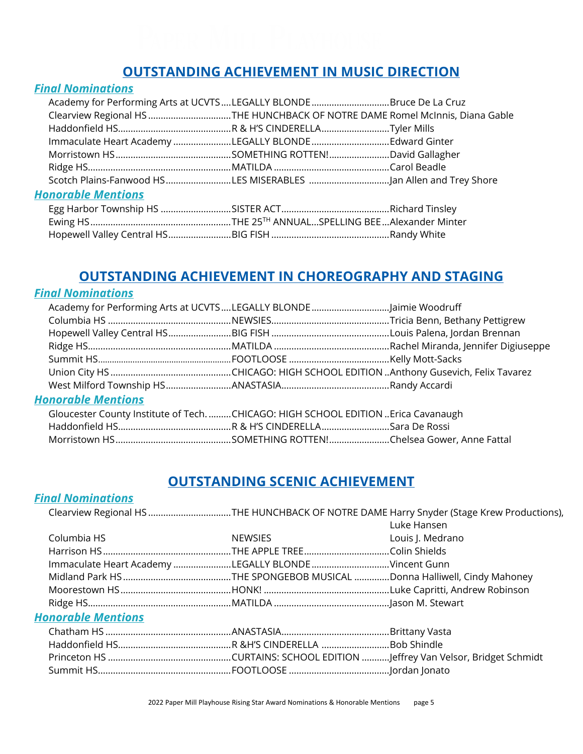## OUTSTANDING ACHIEVEMENT IN MUSIC DIRECTION

### *Final Nominations*

| School | Production | Nominee |
|---|---|---|
| Academy for Performing Arts at UCVTS | LEGALLY BLONDE | Bruce De La Cruz |
| Clearview Regional HS | THE HUNCHBACK OF NOTRE DAME | Romel McInnis, Diana Gable |
| Haddonfield HS | R & H'S CINDERELLA | Tyler Mills |
| Immaculate Heart Academy | LEGALLY BLONDE | Edward Ginter |
| Morristown HS | SOMETHING ROTTEN! | David Gallagher |
| Ridge HS | MATILDA | Carol Beadle |
| Scotch Plains-Fanwood HS | LES MISERABLES | Jan Allen and Trey Shore |

### *Honorable Mentions*

| School | Production | Nominee |
|---|---|---|
| Egg Harbor Township HS | SISTER ACT | Richard Tinsley |
| Ewing HS | THE 25TH ANNUAL…SPELLING BEE | Alexander Minter |
| Hopewell Valley Central HS | BIG FISH | Randy White |

## OUTSTANDING ACHIEVEMENT IN CHOREOGRAPHY AND STAGING

### *Final Nominations*

| School | Production | Nominee |
|---|---|---|
| Academy for Performing Arts at UCVTS | LEGALLY BLONDE | Jaimie Woodruff |
| Columbia HS | NEWSIES | Tricia Benn, Bethany Pettigrew |
| Hopewell Valley Central HS | BIG FISH | Louis Palena, Jordan Brennan |
| Ridge HS | MATILDA | Rachel Miranda, Jennifer Digiuseppe |
| Summit HS | FOOTLOOSE | Kelly Mott-Sacks |
| Union City HS | CHICAGO: HIGH SCHOOL EDITION | Anthony Gusevich, Felix Tavarez |
| West Milford Township HS | ANASTASIA | Randy Accardi |

### *Honorable Mentions*

| School | Production | Nominee |
|---|---|---|
| Gloucester County Institute of Tech. | CHICAGO: HIGH SCHOOL EDITION | Erica Cavanaugh |
| Haddonfield HS | R & H'S CINDERELLA | Sara De Rossi |
| Morristown HS | SOMETHING ROTTEN! | Chelsea Gower, Anne Fattal |

## OUTSTANDING SCENIC ACHIEVEMENT

### *Final Nominations*

| School | Production | Nominee |
|---|---|---|
| Clearview Regional HS | THE HUNCHBACK OF NOTRE DAME | Harry Snyder (Stage Krew Productions), Luke Hansen |
| Columbia HS | NEWSIES | Louis J. Medrano |
| Harrison HS | THE APPLE TREE | Colin Shields |
| Immaculate Heart Academy | LEGALLY BLONDE | Vincent Gunn |
| Midland Park HS | THE SPONGEBOB MUSICAL | Donna Halliwell, Cindy Mahoney |
| Moorestown HS | HONK! | Luke Capritti, Andrew Robinson |
| Ridge HS | MATILDA | Jason M. Stewart |

### *Honorable Mentions*

| School | Production | Nominee |
|---|---|---|
| Chatham HS | ANASTASIA | Brittany Vasta |
| Haddonfield HS | R &H'S CINDERELLA | Bob Shindle |
| Princeton HS | CURTAINS: SCHOOL EDITION | Jeffrey Van Velsor, Bridget Schmidt |
| Summit HS | FOOTLOOSE | Jordan Jonato |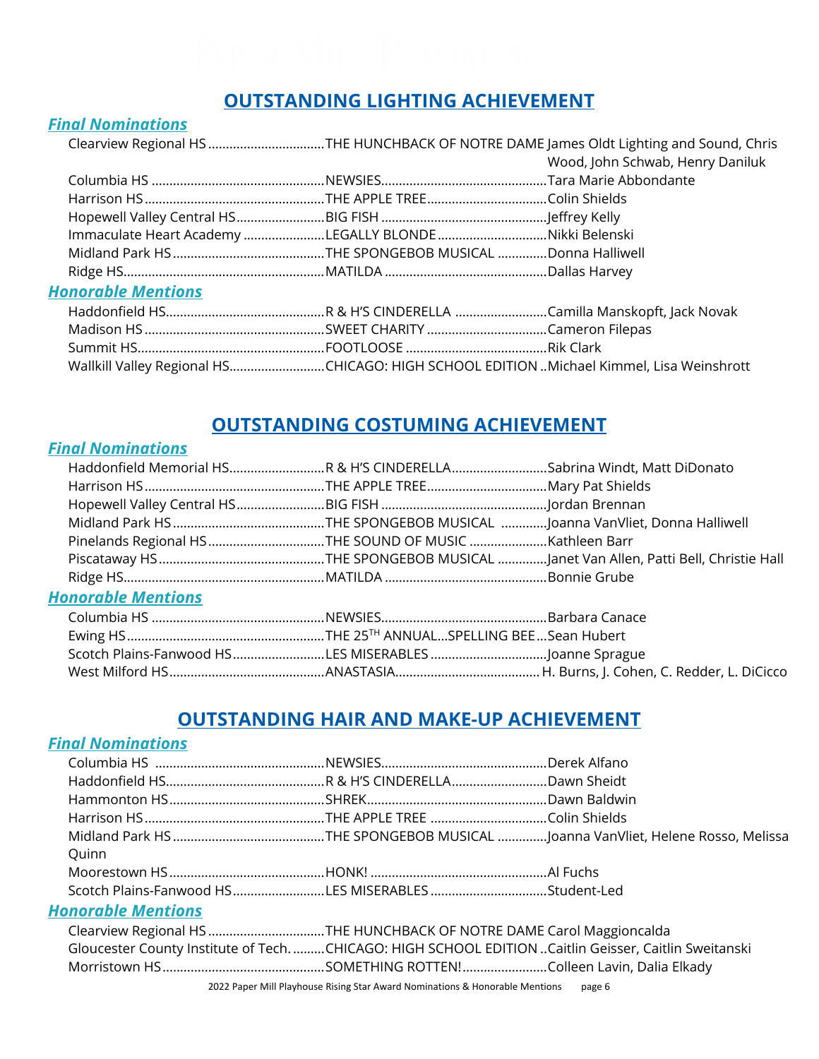## OUTSTANDING LIGHTING ACHIEVEMENT

### *Final Nominations*

| | | |
|---|---|---|
| Clearview Regional HS | THE HUNCHBACK OF NOTRE DAME | James Oldt Lighting and Sound, Chris Wood, John Schwab, Henry Daniluk |
| Columbia HS | NEWSIES | Tara Marie Abbondante |
| Harrison HS | THE APPLE TREE | Colin Shields |
| Hopewell Valley Central HS | BIG FISH | Jeffrey Kelly |
| Immaculate Heart Academy | LEGALLY BLONDE | Nikki Belenski |
| Midland Park HS | THE SPONGEBOB MUSICAL | Donna Halliwell |
| Ridge HS | MATILDA | Dallas Harvey |

### *Honorable Mentions*

| | | |
|---|---|---|
| Haddonfield HS | R & H'S CINDERELLA | Camilla Manskopft, Jack Novak |
| Madison HS | SWEET CHARITY | Cameron Filepas |
| Summit HS | FOOTLOOSE | Rik Clark |
| Wallkill Valley Regional HS | CHICAGO: HIGH SCHOOL EDITION | Michael Kimmel, Lisa Weinshrott |

## OUTSTANDING COSTUMING ACHIEVEMENT

### *Final Nominations*

| | | |
|---|---|---|
| Haddonfield Memorial HS | R & H'S CINDERELLA | Sabrina Windt, Matt DiDonato |
| Harrison HS | THE APPLE TREE | Mary Pat Shields |
| Hopewell Valley Central HS | BIG FISH | Jordan Brennan |
| Midland Park HS | THE SPONGEBOB MUSICAL | Joanna VanVliet, Donna Halliwell |
| Pinelands Regional HS | THE SOUND OF MUSIC | Kathleen Barr |
| Piscataway HS | THE SPONGEBOB MUSICAL | Janet Van Allen, Patti Bell, Christie Hall |
| Ridge HS | MATILDA | Bonnie Grube |

### *Honorable Mentions*

| | | |
|---|---|---|
| Columbia HS | NEWSIES | Barbara Canace |
| Ewing HS | THE 25TH ANNUAL...SPELLING BEE | Sean Hubert |
| Scotch Plains-Fanwood HS | LES MISERABLES | Joanne Sprague |
| West Milford HS | ANASTASIA | H. Burns, J. Cohen, C. Redder, L. DiCicco |

## OUTSTANDING HAIR AND MAKE-UP ACHIEVEMENT

### *Final Nominations*

| | | |
|---|---|---|
| Columbia HS | NEWSIES | Derek Alfano |
| Haddonfield HS | R & H'S CINDERELLA | Dawn Sheidt |
| Hammonton HS | SHREK | Dawn Baldwin |
| Harrison HS | THE APPLE TREE | Colin Shields |
| Midland Park HS | THE SPONGEBOB MUSICAL | Joanna VanVliet, Helene Rosso, Melissa Quinn |
| Moorestown HS | HONK! | Al Fuchs |
| Scotch Plains-Fanwood HS | LES MISERABLES | Student-Led |

### *Honorable Mentions*

| | | |
|---|---|---|
| Clearview Regional HS | THE HUNCHBACK OF NOTRE DAME | Carol Maggioncalda |
| Gloucester County Institute of Tech. | CHICAGO: HIGH SCHOOL EDITION | Caitlin Geisser, Caitlin Sweitanski |
| Morristown HS | SOMETHING ROTTEN! | Colleen Lavin, Dalia Elkady |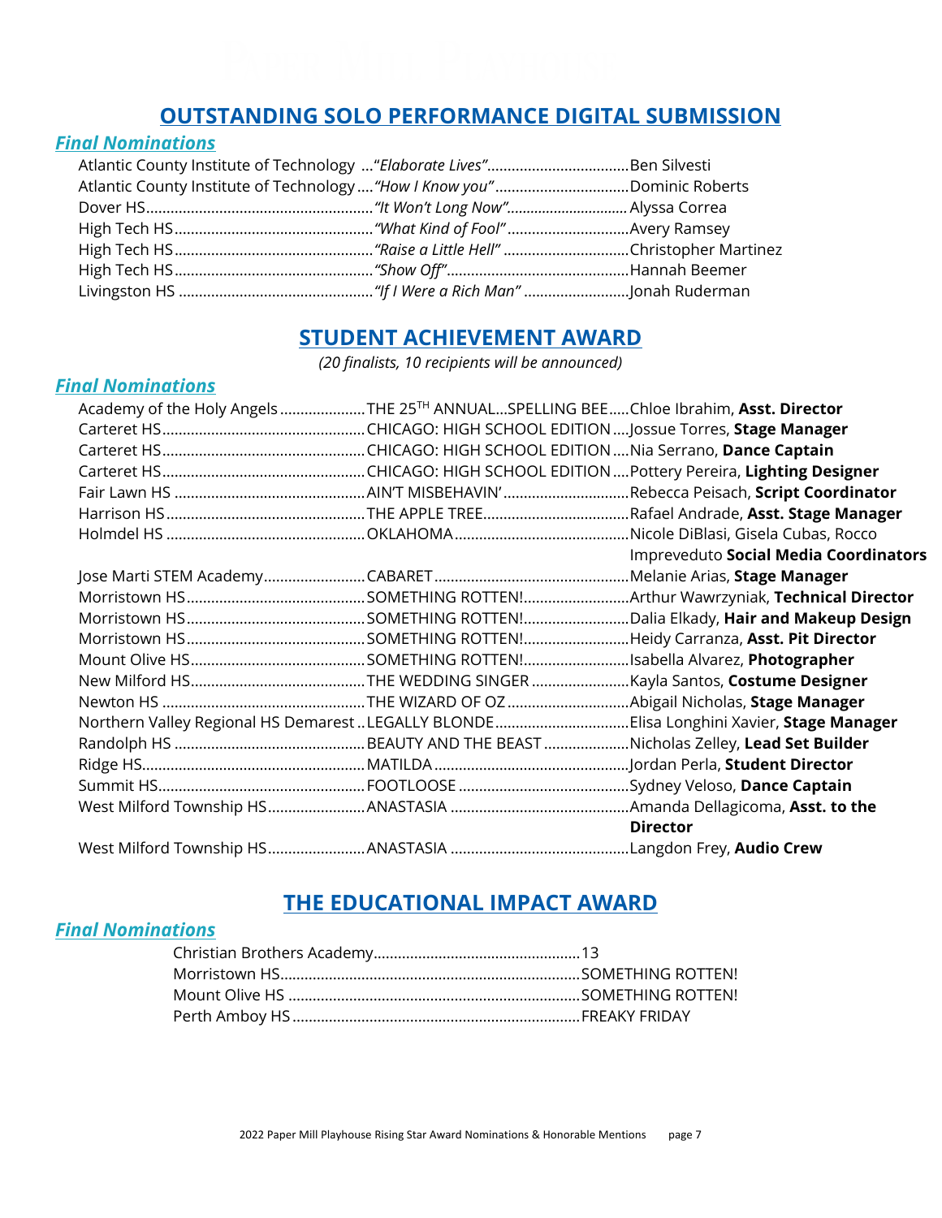## OUTSTANDING SOLO PERFORMANCE DIGITAL SUBMISSION

### *Final Nominations*

| School | Song | Nominee |
|---|---|---|
| Atlantic County Institute of Technology | "*Elaborate Lives*" | Ben Silvesti |
| Atlantic County Institute of Technology | *"How I Know you"* | Dominic Roberts |
| Dover HS | *"It Won't Long Now"* | Alyssa Correa |
| High Tech HS | *"What Kind of Fool"* | Avery Ramsey |
| High Tech HS | *"Raise a Little Hell"* | Christopher Martinez |
| High Tech HS | *"Show Off"* | Hannah Beemer |
| Livingston HS | *"If I Were a Rich Man"* | Jonah Ruderman |

## STUDENT ACHIEVEMENT AWARD

*(20 finalists, 10 recipients will be announced)*

### *Final Nominations*

| School | Production | Nominee |
|---|---|---|
| Academy of the Holy Angels | THE 25TH ANNUAL...SPELLING BEE | Chloe Ibrahim, **Asst. Director** |
| Carteret HS | CHICAGO: HIGH SCHOOL EDITION | Jossue Torres, **Stage Manager** |
| Carteret HS | CHICAGO: HIGH SCHOOL EDITION | Nia Serrano, **Dance Captain** |
| Carteret HS | CHICAGO: HIGH SCHOOL EDITION | Pottery Pereira, **Lighting Designer** |
| Fair Lawn HS | AIN'T MISBEHAVIN' | Rebecca Peisach, **Script Coordinator** |
| Harrison HS | THE APPLE TREE | Rafael Andrade, **Asst. Stage Manager** |
| Holmdel HS | OKLAHOMA | Nicole DiBlasi, Gisela Cubas, Rocco Impreveduto **Social Media Coordinators** |
| Jose Marti STEM Academy | CABARET | Melanie Arias, **Stage Manager** |
| Morristown HS | SOMETHING ROTTEN! | Arthur Wawrzyniak, **Technical Director** |
| Morristown HS | SOMETHING ROTTEN! | Dalia Elkady, **Hair and Makeup Design** |
| Morristown HS | SOMETHING ROTTEN! | Heidy Carranza, **Asst. Pit Director** |
| Mount Olive HS | SOMETHING ROTTEN! | Isabella Alvarez, **Photographer** |
| New Milford HS | THE WEDDING SINGER | Kayla Santos, **Costume Designer** |
| Newton HS | THE WIZARD OF OZ | Abigail Nicholas, **Stage Manager** |
| Northern Valley Regional HS Demarest | LEGALLY BLONDE | Elisa Longhini Xavier, **Stage Manager** |
| Randolph HS | BEAUTY AND THE BEAST | Nicholas Zelley, **Lead Set Builder** |
| Ridge HS | MATILDA | Jordan Perla, **Student Director** |
| Summit HS | FOOTLOOSE | Sydney Veloso, **Dance Captain** |
| West Milford Township HS | ANASTASIA | Amanda Dellagicoma, **Asst. to the Director** |
| West Milford Township HS | ANASTASIA | Langdon Frey, **Audio Crew** |

## THE EDUCATIONAL IMPACT AWARD

### *Final Nominations*

| School | Production |
|---|---|
| Christian Brothers Academy | 13 |
| Morristown HS | SOMETHING ROTTEN! |
| Mount Olive HS | SOMETHING ROTTEN! |
| Perth Amboy HS | FREAKY FRIDAY |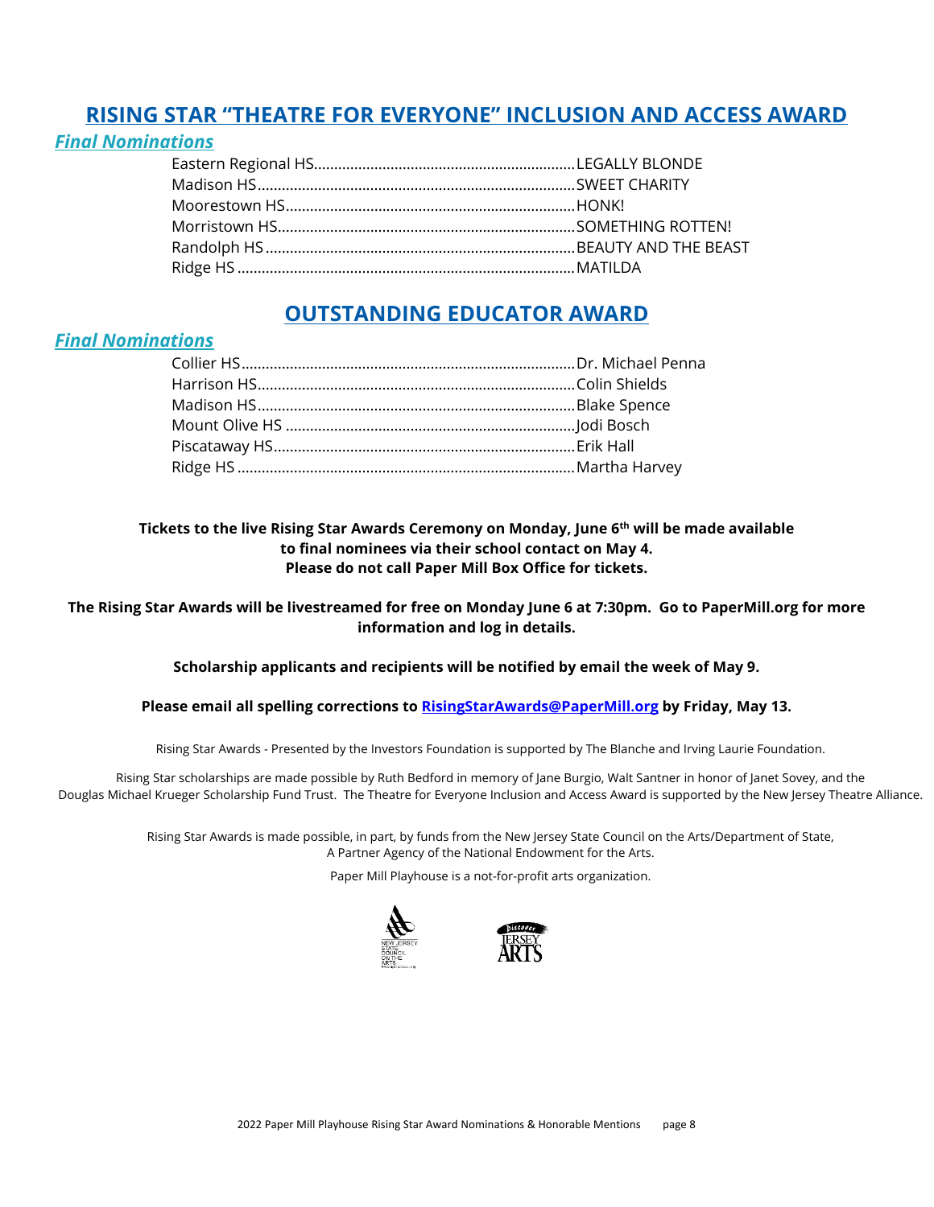## RISING STAR "THEATRE FOR EVERYONE" INCLUSION AND ACCESS AWARD

### *Final Nominations*

| | |
|---|---|
| Eastern Regional HS | LEGALLY BLONDE |
| Madison HS | SWEET CHARITY |
| Moorestown HS | HONK! |
| Morristown HS | SOMETHING ROTTEN! |
| Randolph HS | BEAUTY AND THE BEAST |
| Ridge HS | MATILDA |

## OUTSTANDING EDUCATOR AWARD

### *Final Nominations*

| | |
|---|---|
| Collier HS | Dr. Michael Penna |
| Harrison HS | Colin Shields |
| Madison HS | Blake Spence |
| Mount Olive HS | Jodi Bosch |
| Piscataway HS | Erik Hall |
| Ridge HS | Martha Harvey |

**Tickets to the live Rising Star Awards Ceremony on Monday, June 6th will be made available to final nominees via their school contact on May 4. Please do not call Paper Mill Box Office for tickets.**

**The Rising Star Awards will be livestreamed for free on Monday June 6 at 7:30pm. Go to PaperMill.org for more information and log in details.**

**Scholarship applicants and recipients will be notified by email the week of May 9.**

**Please email all spelling corrections to [RisingStarAwards@PaperMill.org](mailto:RisingStarAwards@PaperMill.org) by Friday, May 13.**

Rising Star Awards - Presented by the Investors Foundation is supported by The Blanche and Irving Laurie Foundation.

Rising Star scholarships are made possible by Ruth Bedford in memory of Jane Burgio, Walt Santner in honor of Janet Sovey, and the Douglas Michael Krueger Scholarship Fund Trust. The Theatre for Everyone Inclusion and Access Award is supported by the New Jersey Theatre Alliance.

Rising Star Awards is made possible, in part, by funds from the New Jersey State Council on the Arts/Department of State, A Partner Agency of the National Endowment for the Arts.

Paper Mill Playhouse is a not-for-profit arts organization.